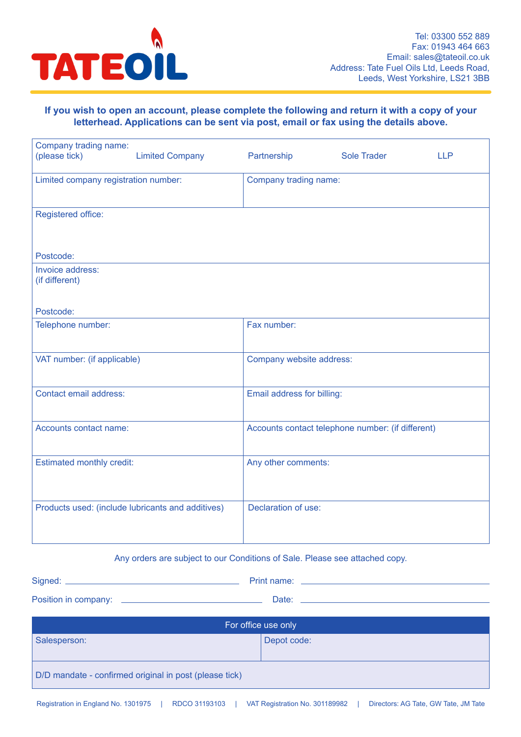# TATEOIL

Tel: 03300 552 889
Fax: 01943 464 663
Email: sales@tateoil.co.uk
Address: Tate Fuel Oils Ltd, Leeds Road, Leeds, West Yorkshire, LS21 3BB

**If you wish to open an account, please complete the following and return it with a copy of your letterhead. Applications can be sent via post, email or fax using the details above.**

| | | | | |
|---|---|---|---|---|
| Company trading name: (please tick) | Limited Company | Partnership | Sole Trader | LLP |

| | |
|---|---|
| Limited company registration number: | Company trading name: |
| Registered office:<br><br>Postcode: | |
| Invoice address: (if different)<br><br>Postcode: | |
| Telephone number: | Fax number: |
| VAT number: (if applicable) | Company website address: |
| Contact email address: | Email address for billing: |
| Accounts contact name: | Accounts contact telephone number: (if different) |
| Estimated monthly credit: | Any other comments: |
| Products used: (include lubricants and additives) | Declaration of use: |

Any orders are subject to our Conditions of Sale. Please see attached copy.

Signed: ______________________ Print name: ______________________

Position in company: ______________________ Date: ______________________

| For office use only | |
|---|---|
| Salesperson: | Depot code: |
| D/D mandate - confirmed original in post (please tick) | |

Registration in England No. 1301975 | RDCO 31193103 | VAT Registration No. 301189982 | Directors: AG Tate, GW Tate, JM Tate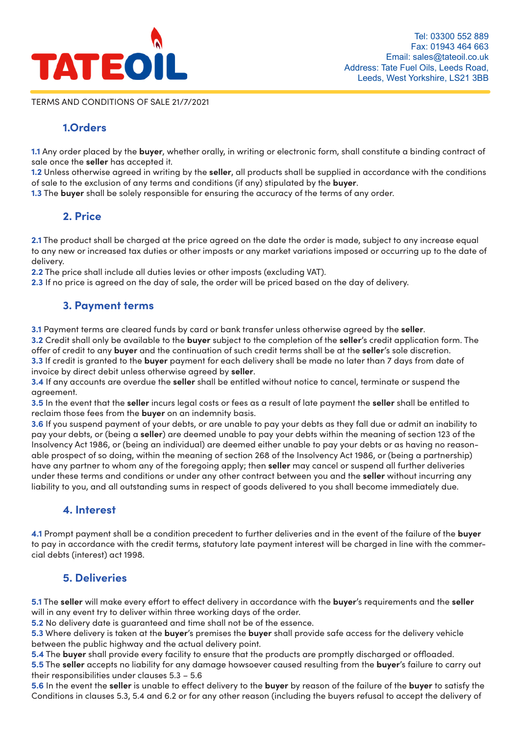TATEOIL

Tel: 03300 552 889
Fax: 01943 464 663
Email: sales@tateoil.co.uk
Address: Tate Fuel Oils, Leeds Road, Leeds, West Yorkshire, LS21 3BB

TERMS AND CONDITIONS OF SALE 21/7/2021

## 1.Orders

**1.1** Any order placed by the **buyer**, whether orally, in writing or electronic form, shall constitute a binding contract of sale once the **seller** has accepted it.
**1.2** Unless otherwise agreed in writing by the **seller**, all products shall be supplied in accordance with the conditions of sale to the exclusion of any terms and conditions (if any) stipulated by the **buyer**.
**1.3** The **buyer** shall be solely responsible for ensuring the accuracy of the terms of any order.

## 2. Price

**2.1** The product shall be charged at the price agreed on the date the order is made, subject to any increase equal to any new or increased tax duties or other imposts or any market variations imposed or occurring up to the date of delivery.
**2.2** The price shall include all duties levies or other imposts (excluding VAT).
**2.3** If no price is agreed on the day of sale, the order will be priced based on the day of delivery.

## 3. Payment terms

**3.1** Payment terms are cleared funds by card or bank transfer unless otherwise agreed by the **seller**.
**3.2** Credit shall only be available to the **buyer** subject to the completion of the **seller**'s credit application form. The offer of credit to any **buyer** and the continuation of such credit terms shall be at the **seller**'s sole discretion.
**3.3** If credit is granted to the **buyer** payment for each delivery shall be made no later than 7 days from date of invoice by direct debit unless otherwise agreed by **seller**.
**3.4** If any accounts are overdue the **seller** shall be entitled without notice to cancel, terminate or suspend the agreement.
**3.5** In the event that the **seller** incurs legal costs or fees as a result of late payment the **seller** shall be entitled to reclaim those fees from the **buyer** on an indemnity basis.
**3.6** If you suspend payment of your debts, or are unable to pay your debts as they fall due or admit an inability to pay your debts, or (being a **seller**) are deemed unable to pay your debts within the meaning of section 123 of the Insolvency Act 1986, or (being an individual) are deemed either unable to pay your debts or as having no reasonable prospect of so doing, within the meaning of section 268 of the Insolvency Act 1986, or (being a partnership) have any partner to whom any of the foregoing apply; then **seller** may cancel or suspend all further deliveries under these terms and conditions or under any other contract between you and the **seller** without incurring any liability to you, and all outstanding sums in respect of goods delivered to you shall become immediately due.

## 4. Interest

**4.1** Prompt payment shall be a condition precedent to further deliveries and in the event of the failure of the **buyer** to pay in accordance with the credit terms, statutory late payment interest will be charged in line with the commercial debts (interest) act 1998.

## 5. Deliveries

**5.1** The **seller** will make every effort to effect delivery in accordance with the **buyer**'s requirements and the **seller** will in any event try to deliver within three working days of the order.
**5.2** No delivery date is guaranteed and time shall not be of the essence.
**5.3** Where delivery is taken at the **buyer**'s premises the **buyer** shall provide safe access for the delivery vehicle between the public highway and the actual delivery point.
**5.4** The **buyer** shall provide every facility to ensure that the products are promptly discharged or offloaded.
**5.5** The **seller** accepts no liability for any damage howsoever caused resulting from the **buyer**'s failure to carry out their responsibilities under clauses 5.3 – 5.6
**5.6** In the event the **seller** is unable to effect delivery to the **buyer** by reason of the failure of the **buyer** to satisfy the Conditions in clauses 5.3, 5.4 and 6.2 or for any other reason (including the buyers refusal to accept the delivery of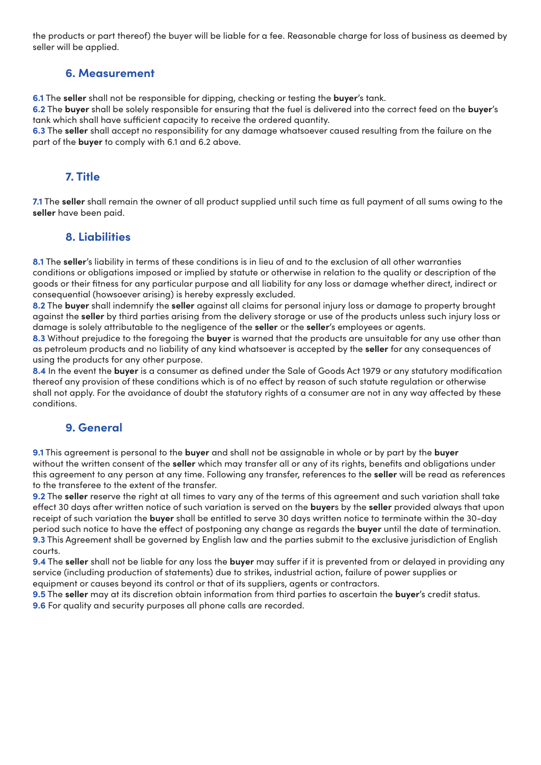the products or part thereof) the buyer will be liable for a fee. Reasonable charge for loss of business as deemed by seller will be applied.

## 6. Measurement

**6.1** The **seller** shall not be responsible for dipping, checking or testing the **buyer**'s tank.
**6.2** The **buyer** shall be solely responsible for ensuring that the fuel is delivered into the correct feed on the **buyer**'s tank which shall have sufficient capacity to receive the ordered quantity.
**6.3** The **seller** shall accept no responsibility for any damage whatsoever caused resulting from the failure on the part of the **buyer** to comply with 6.1 and 6.2 above.

## 7. Title

**7.1** The **seller** shall remain the owner of all product supplied until such time as full payment of all sums owing to the **seller** have been paid.

## 8. Liabilities

**8.1** The **seller**'s liability in terms of these conditions is in lieu of and to the exclusion of all other warranties conditions or obligations imposed or implied by statute or otherwise in relation to the quality or description of the goods or their fitness for any particular purpose and all liability for any loss or damage whether direct, indirect or consequential (howsoever arising) is hereby expressly excluded.
**8.2** The **buyer** shall indemnify the **seller** against all claims for personal injury loss or damage to property brought against the **seller** by third parties arising from the delivery storage or use of the products unless such injury loss or damage is solely attributable to the negligence of the **seller** or the **seller**'s employees or agents.
**8.3** Without prejudice to the foregoing the **buyer** is warned that the products are unsuitable for any use other than as petroleum products and no liability of any kind whatsoever is accepted by the **seller** for any consequences of using the products for any other purpose.
**8.4** In the event the **buyer** is a consumer as defined under the Sale of Goods Act 1979 or any statutory modification thereof any provision of these conditions which is of no effect by reason of such statute regulation or otherwise shall not apply. For the avoidance of doubt the statutory rights of a consumer are not in any way affected by these conditions.

## 9. General

**9.1** This agreement is personal to the **buyer** and shall not be assignable in whole or by part by the **buyer** without the written consent of the **seller** which may transfer all or any of its rights, benefits and obligations under this agreement to any person at any time. Following any transfer, references to the **seller** will be read as references to the transferee to the extent of the transfer.
**9.2** The **seller** reserve the right at all times to vary any of the terms of this agreement and such variation shall take effect 30 days after written notice of such variation is served on the **buyer**s by the **seller** provided always that upon receipt of such variation the **buyer** shall be entitled to serve 30 days written notice to terminate within the 30-day period such notice to have the effect of postponing any change as regards the **buyer** until the date of termination.
**9.3** This Agreement shall be governed by English law and the parties submit to the exclusive jurisdiction of English courts.
**9.4** The **seller** shall not be liable for any loss the **buyer** may suffer if it is prevented from or delayed in providing any service (including production of statements) due to strikes, industrial action, failure of power supplies or equipment or causes beyond its control or that of its suppliers, agents or contractors.
**9.5** The **seller** may at its discretion obtain information from third parties to ascertain the **buyer**'s credit status.
**9.6** For quality and security purposes all phone calls are recorded.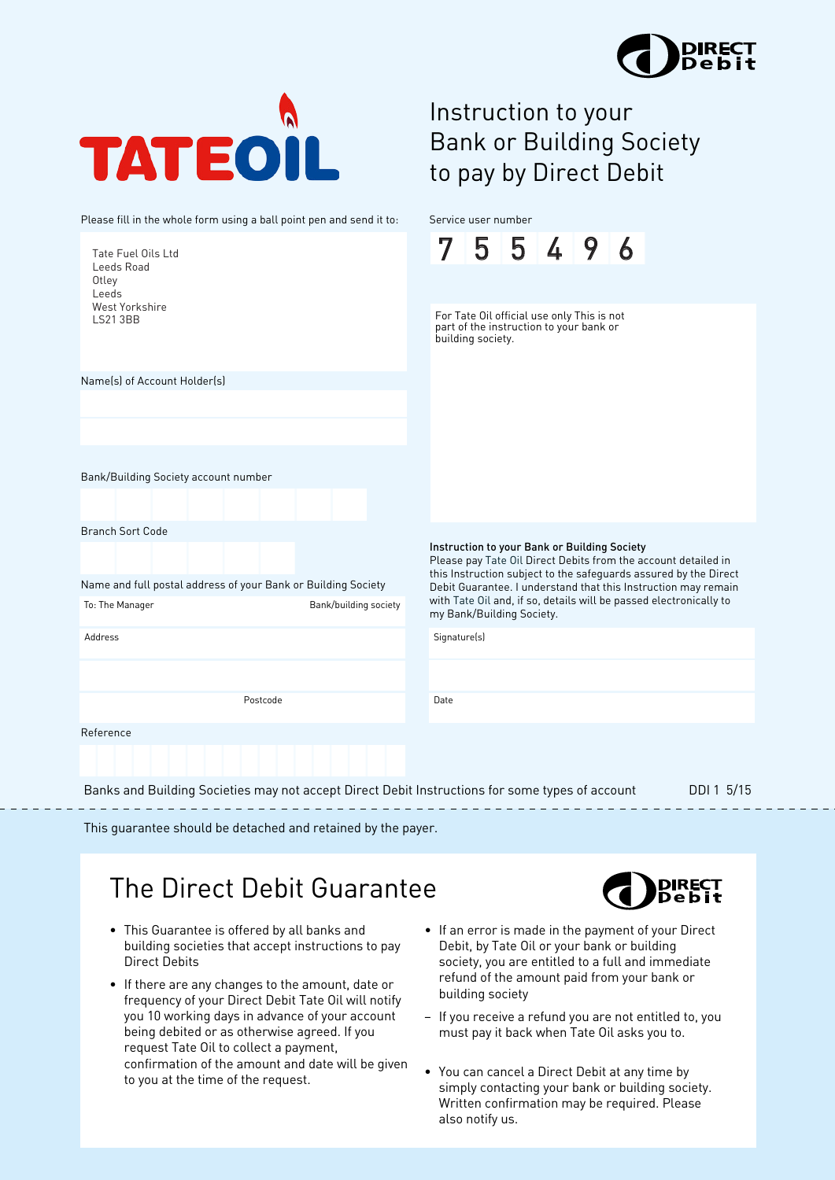DIRECT Debit

TATEOIL

# Instruction to your Bank or Building Society to pay by Direct Debit

Please fill in the whole form using a ball point pen and send it to:

Tate Fuel Oils Ltd
Leeds Road
Otley
Leeds
West Yorkshire
LS21 3BB

Service user number

7 5 5 4 9 6

For Tate Oil official use only This is not part of the instruction to your bank or building society.

Name(s) of Account Holder(s)

Bank/Building Society account number

Branch Sort Code

Name and full postal address of your Bank or Building Society

To: The Manager — Bank/building society

Address

Postcode

Reference

**Instruction to your Bank or Building Society**
Please pay Tate Oil Direct Debits from the account detailed in this Instruction subject to the safeguards assured by the Direct Debit Guarantee. I understand that this Instruction may remain with Tate Oil and, if so, details will be passed electronically to my Bank/Building Society.

Signature(s)

Date

Banks and Building Societies may not accept Direct Debit Instructions for some types of account — DDI 1 5/15

This guarantee should be detached and retained by the payer.

## The Direct Debit Guarantee

DIRECT Debit

- This Guarantee is offered by all banks and building societies that accept instructions to pay Direct Debits
- If there are any changes to the amount, date or frequency of your Direct Debit Tate Oil will notify you 10 working days in advance of your account being debited or as otherwise agreed. If you request Tate Oil to collect a payment, confirmation of the amount and date will be given to you at the time of the request.
- If an error is made in the payment of your Direct Debit, by Tate Oil or your bank or building society, you are entitled to a full and immediate refund of the amount paid from your bank or building society
  - If you receive a refund you are not entitled to, you must pay it back when Tate Oil asks you to.
- You can cancel a Direct Debit at any time by simply contacting your bank or building society. Written confirmation may be required. Please also notify us.